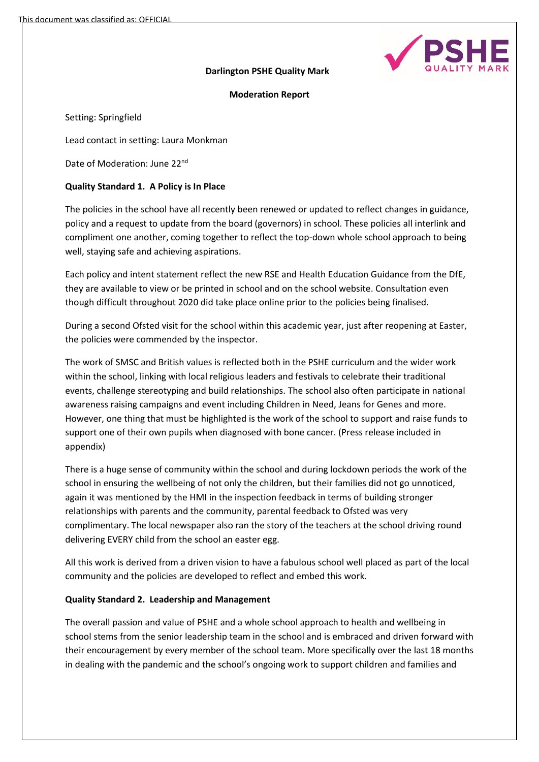This document was classified as: OFFICIAL

**Darlington PSHE Quality Mark**

**Moderation Report**

Setting: Springfield

Lead contact in setting: Laura Monkman

Date of Moderation: June 22nd

**Quality Standard 1. A Policy is In Place**

The policies in the school have all recently been renewed or updated to reflect changes in guidance, policy and a request to update from the board (governors) in school. These policies all interlink and compliment one another, coming together to reflect the top-down whole school approach to being well, staying safe and achieving aspirations.

Each policy and intent statement reflect the new RSE and Health Education Guidance from the DfE, they are available to view or be printed in school and on the school website. Consultation even though difficult throughout 2020 did take place online prior to the policies being finalised.

During a second Ofsted visit for the school within this academic year, just after reopening at Easter, the policies were commended by the inspector.

The work of SMSC and British values is reflected both in the PSHE curriculum and the wider work within the school, linking with local religious leaders and festivals to celebrate their traditional events, challenge stereotyping and build relationships. The school also often participate in national awareness raising campaigns and event including Children in Need, Jeans for Genes and more. However, one thing that must be highlighted is the work of the school to support and raise funds to support one of their own pupils when diagnosed with bone cancer. (Press release included in appendix)

There is a huge sense of community within the school and during lockdown periods the work of the school in ensuring the wellbeing of not only the children, but their families did not go unnoticed, again it was mentioned by the HMI in the inspection feedback in terms of building stronger relationships with parents and the community, parental feedback to Ofsted was very complimentary. The local newspaper also ran the story of the teachers at the school driving round delivering EVERY child from the school an easter egg.

All this work is derived from a driven vision to have a fabulous school well placed as part of the local community and the policies are developed to reflect and embed this work.

**Quality Standard 2. Leadership and Management**

The overall passion and value of PSHE and a whole school approach to health and wellbeing in school stems from the senior leadership team in the school and is embraced and driven forward with their encouragement by every member of the school team. More specifically over the last 18 months in dealing with the pandemic and the school's ongoing work to support children and families and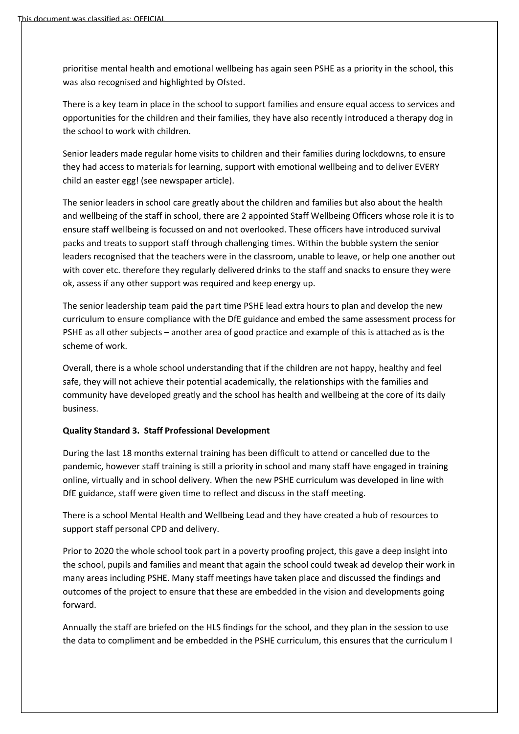prioritise mental health and emotional wellbeing has again seen PSHE as a priority in the school, this was also recognised and highlighted by Ofsted.

There is a key team in place in the school to support families and ensure equal access to services and opportunities for the children and their families, they have also recently introduced a therapy dog in the school to work with children.

Senior leaders made regular home visits to children and their families during lockdowns, to ensure they had access to materials for learning, support with emotional wellbeing and to deliver EVERY child an easter egg! (see newspaper article).

The senior leaders in school care greatly about the children and families but also about the health and wellbeing of the staff in school, there are 2 appointed Staff Wellbeing Officers whose role it is to ensure staff wellbeing is focussed on and not overlooked. These officers have introduced survival packs and treats to support staff through challenging times. Within the bubble system the senior leaders recognised that the teachers were in the classroom, unable to leave, or help one another out with cover etc. therefore they regularly delivered drinks to the staff and snacks to ensure they were ok, assess if any other support was required and keep energy up.

The senior leadership team paid the part time PSHE lead extra hours to plan and develop the new curriculum to ensure compliance with the DfE guidance and embed the same assessment process for PSHE as all other subjects – another area of good practice and example of this is attached as is the scheme of work.

Overall, there is a whole school understanding that if the children are not happy, healthy and feel safe, they will not achieve their potential academically, the relationships with the families and community have developed greatly and the school has health and wellbeing at the core of its daily business.

**Quality Standard 3. Staff Professional Development**

During the last 18 months external training has been difficult to attend or cancelled due to the pandemic, however staff training is still a priority in school and many staff have engaged in training online, virtually and in school delivery. When the new PSHE curriculum was developed in line with DfE guidance, staff were given time to reflect and discuss in the staff meeting.

There is a school Mental Health and Wellbeing Lead and they have created a hub of resources to support staff personal CPD and delivery.

Prior to 2020 the whole school took part in a poverty proofing project, this gave a deep insight into the school, pupils and families and meant that again the school could tweak ad develop their work in many areas including PSHE. Many staff meetings have taken place and discussed the findings and outcomes of the project to ensure that these are embedded in the vision and developments going forward.

Annually the staff are briefed on the HLS findings for the school, and they plan in the session to use the data to compliment and be embedded in the PSHE curriculum, this ensures that the curriculum I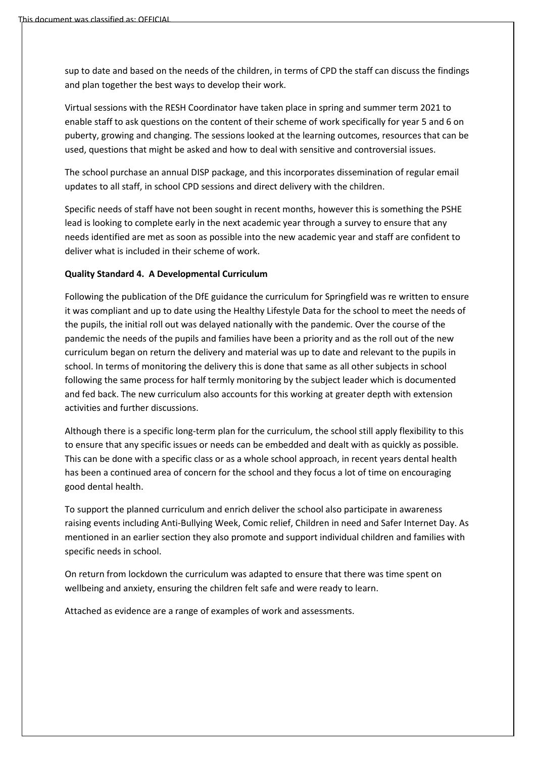sup to date and based on the needs of the children, in terms of CPD the staff can discuss the findings and plan together the best ways to develop their work.

Virtual sessions with the RESH Coordinator have taken place in spring and summer term 2021 to enable staff to ask questions on the content of their scheme of work specifically for year 5 and 6 on puberty, growing and changing. The sessions looked at the learning outcomes, resources that can be used, questions that might be asked and how to deal with sensitive and controversial issues.

The school purchase an annual DISP package, and this incorporates dissemination of regular email updates to all staff, in school CPD sessions and direct delivery with the children.

Specific needs of staff have not been sought in recent months, however this is something the PSHE lead is looking to complete early in the next academic year through a survey to ensure that any needs identified are met as soon as possible into the new academic year and staff are confident to deliver what is included in their scheme of work.

**Quality Standard 4. A Developmental Curriculum**

Following the publication of the DfE guidance the curriculum for Springfield was re written to ensure it was compliant and up to date using the Healthy Lifestyle Data for the school to meet the needs of the pupils, the initial roll out was delayed nationally with the pandemic. Over the course of the pandemic the needs of the pupils and families have been a priority and as the roll out of the new curriculum began on return the delivery and material was up to date and relevant to the pupils in school. In terms of monitoring the delivery this is done that same as all other subjects in school following the same process for half termly monitoring by the subject leader which is documented and fed back. The new curriculum also accounts for this working at greater depth with extension activities and further discussions.

Although there is a specific long-term plan for the curriculum, the school still apply flexibility to this to ensure that any specific issues or needs can be embedded and dealt with as quickly as possible. This can be done with a specific class or as a whole school approach, in recent years dental health has been a continued area of concern for the school and they focus a lot of time on encouraging good dental health.

To support the planned curriculum and enrich deliver the school also participate in awareness raising events including Anti-Bullying Week, Comic relief, Children in need and Safer Internet Day. As mentioned in an earlier section they also promote and support individual children and families with specific needs in school.

On return from lockdown the curriculum was adapted to ensure that there was time spent on wellbeing and anxiety, ensuring the children felt safe and were ready to learn.

Attached as evidence are a range of examples of work and assessments.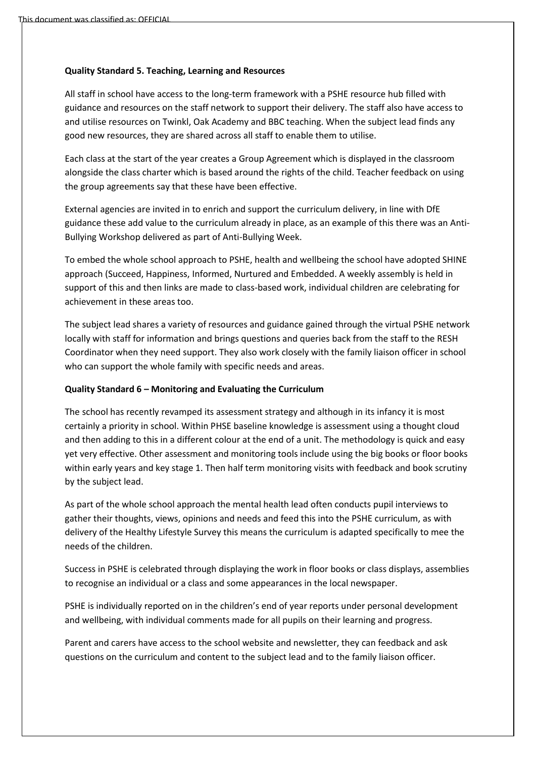**Quality Standard 5. Teaching, Learning and Resources**

All staff in school have access to the long-term framework with a PSHE resource hub filled with guidance and resources on the staff network to support their delivery. The staff also have access to and utilise resources on Twinkl, Oak Academy and BBC teaching. When the subject lead finds any good new resources, they are shared across all staff to enable them to utilise.

Each class at the start of the year creates a Group Agreement which is displayed in the classroom alongside the class charter which is based around the rights of the child. Teacher feedback on using the group agreements say that these have been effective.

External agencies are invited in to enrich and support the curriculum delivery, in line with DfE guidance these add value to the curriculum already in place, as an example of this there was an Anti-Bullying Workshop delivered as part of Anti-Bullying Week.

To embed the whole school approach to PSHE, health and wellbeing the school have adopted SHINE approach (Succeed, Happiness, Informed, Nurtured and Embedded. A weekly assembly is held in support of this and then links are made to class-based work, individual children are celebrating for achievement in these areas too.

The subject lead shares a variety of resources and guidance gained through the virtual PSHE network locally with staff for information and brings questions and queries back from the staff to the RESH Coordinator when they need support. They also work closely with the family liaison officer in school who can support the whole family with specific needs and areas.

**Quality Standard 6 – Monitoring and Evaluating the Curriculum**

The school has recently revamped its assessment strategy and although in its infancy it is most certainly a priority in school. Within PHSE baseline knowledge is assessment using a thought cloud and then adding to this in a different colour at the end of a unit. The methodology is quick and easy yet very effective. Other assessment and monitoring tools include using the big books or floor books within early years and key stage 1. Then half term monitoring visits with feedback and book scrutiny by the subject lead.

As part of the whole school approach the mental health lead often conducts pupil interviews to gather their thoughts, views, opinions and needs and feed this into the PSHE curriculum, as with delivery of the Healthy Lifestyle Survey this means the curriculum is adapted specifically to mee the needs of the children.

Success in PSHE is celebrated through displaying the work in floor books or class displays, assemblies to recognise an individual or a class and some appearances in the local newspaper.

PSHE is individually reported on in the children's end of year reports under personal development and wellbeing, with individual comments made for all pupils on their learning and progress.

Parent and carers have access to the school website and newsletter, they can feedback and ask questions on the curriculum and content to the subject lead and to the family liaison officer.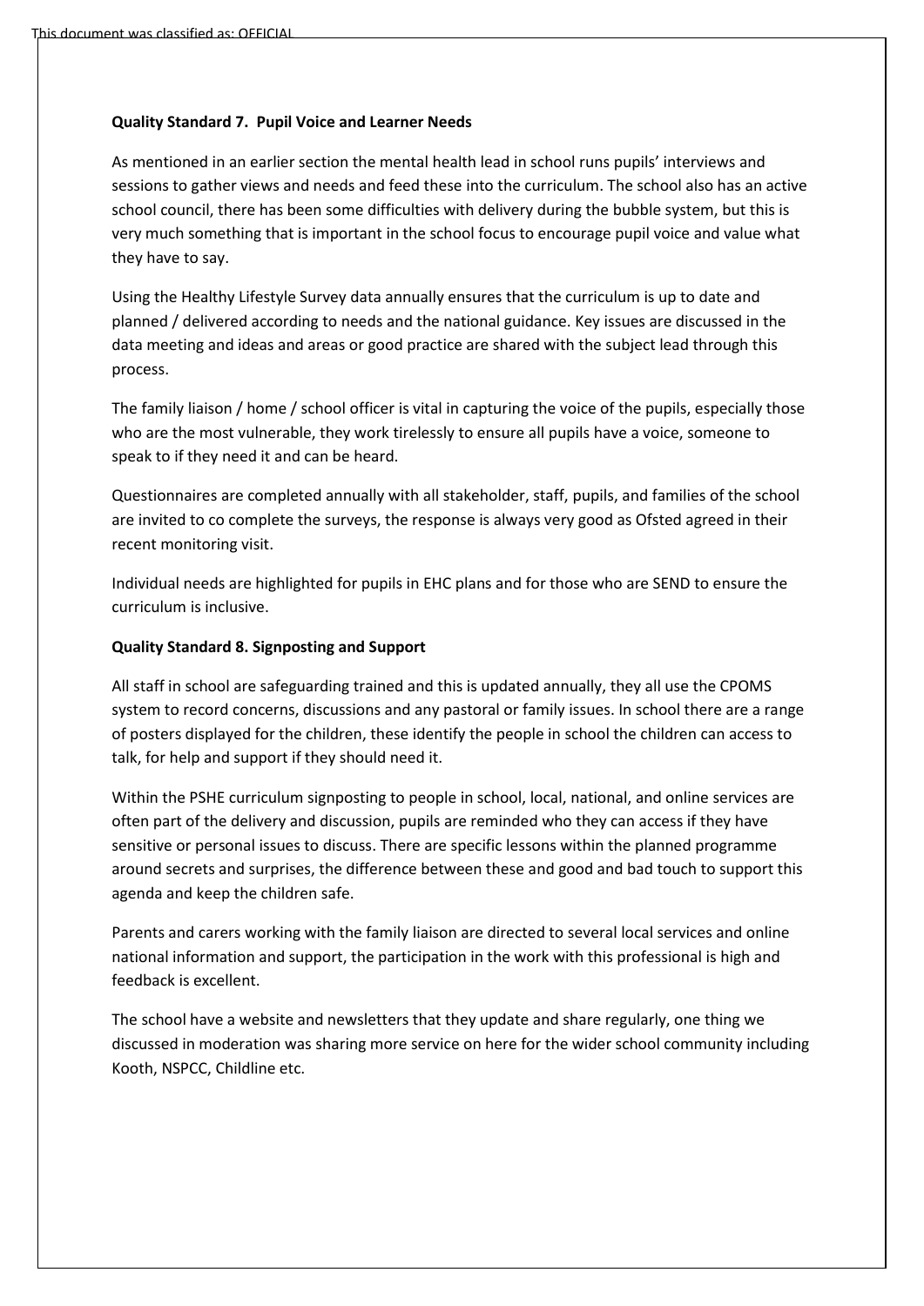**Quality Standard 7. Pupil Voice and Learner Needs**

As mentioned in an earlier section the mental health lead in school runs pupils' interviews and sessions to gather views and needs and feed these into the curriculum. The school also has an active school council, there has been some difficulties with delivery during the bubble system, but this is very much something that is important in the school focus to encourage pupil voice and value what they have to say.

Using the Healthy Lifestyle Survey data annually ensures that the curriculum is up to date and planned / delivered according to needs and the national guidance. Key issues are discussed in the data meeting and ideas and areas or good practice are shared with the subject lead through this process.

The family liaison / home / school officer is vital in capturing the voice of the pupils, especially those who are the most vulnerable, they work tirelessly to ensure all pupils have a voice, someone to speak to if they need it and can be heard.

Questionnaires are completed annually with all stakeholder, staff, pupils, and families of the school are invited to co complete the surveys, the response is always very good as Ofsted agreed in their recent monitoring visit.

Individual needs are highlighted for pupils in EHC plans and for those who are SEND to ensure the curriculum is inclusive.

**Quality Standard 8. Signposting and Support**

All staff in school are safeguarding trained and this is updated annually, they all use the CPOMS system to record concerns, discussions and any pastoral or family issues. In school there are a range of posters displayed for the children, these identify the people in school the children can access to talk, for help and support if they should need it.

Within the PSHE curriculum signposting to people in school, local, national, and online services are often part of the delivery and discussion, pupils are reminded who they can access if they have sensitive or personal issues to discuss. There are specific lessons within the planned programme around secrets and surprises, the difference between these and good and bad touch to support this agenda and keep the children safe.

Parents and carers working with the family liaison are directed to several local services and online national information and support, the participation in the work with this professional is high and feedback is excellent.

The school have a website and newsletters that they update and share regularly, one thing we discussed in moderation was sharing more service on here for the wider school community including Kooth, NSPCC, Childline etc.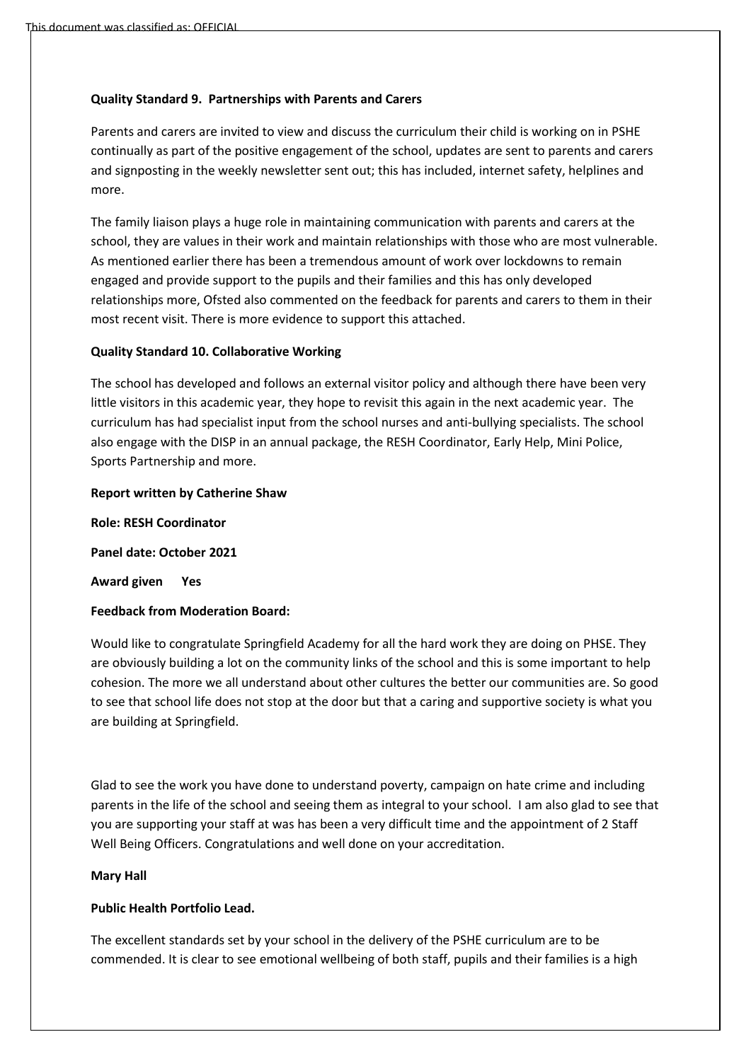**Quality Standard 9. Partnerships with Parents and Carers**

Parents and carers are invited to view and discuss the curriculum their child is working on in PSHE continually as part of the positive engagement of the school, updates are sent to parents and carers and signposting in the weekly newsletter sent out; this has included, internet safety, helplines and more.

The family liaison plays a huge role in maintaining communication with parents and carers at the school, they are values in their work and maintain relationships with those who are most vulnerable. As mentioned earlier there has been a tremendous amount of work over lockdowns to remain engaged and provide support to the pupils and their families and this has only developed relationships more, Ofsted also commented on the feedback for parents and carers to them in their most recent visit. There is more evidence to support this attached.

**Quality Standard 10. Collaborative Working**

The school has developed and follows an external visitor policy and although there have been very little visitors in this academic year, they hope to revisit this again in the next academic year. The curriculum has had specialist input from the school nurses and anti-bullying specialists. The school also engage with the DISP in an annual package, the RESH Coordinator, Early Help, Mini Police, Sports Partnership and more.

**Report written by Catherine Shaw**

**Role: RESH Coordinator**

**Panel date: October 2021**

**Award given Yes**

**Feedback from Moderation Board:**

Would like to congratulate Springfield Academy for all the hard work they are doing on PHSE. They are obviously building a lot on the community links of the school and this is some important to help cohesion. The more we all understand about other cultures the better our communities are. So good to see that school life does not stop at the door but that a caring and supportive society is what you are building at Springfield.

Glad to see the work you have done to understand poverty, campaign on hate crime and including parents in the life of the school and seeing them as integral to your school. I am also glad to see that you are supporting your staff at was has been a very difficult time and the appointment of 2 Staff Well Being Officers. Congratulations and well done on your accreditation.

**Mary Hall**

**Public Health Portfolio Lead.**

The excellent standards set by your school in the delivery of the PSHE curriculum are to be commended. It is clear to see emotional wellbeing of both staff, pupils and their families is a high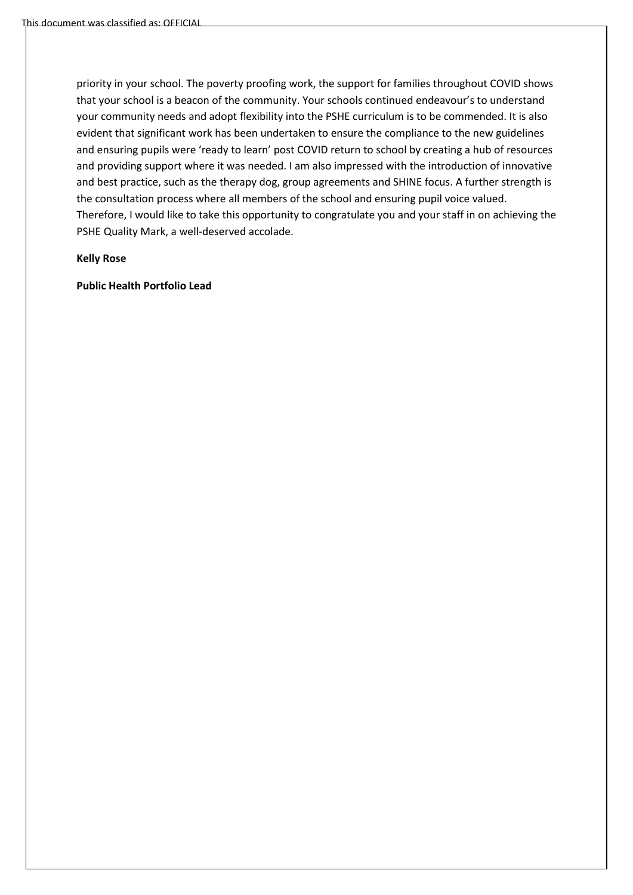priority in your school. The poverty proofing work, the support for families throughout COVID shows that your school is a beacon of the community. Your schools continued endeavour's to understand your community needs and adopt flexibility into the PSHE curriculum is to be commended. It is also evident that significant work has been undertaken to ensure the compliance to the new guidelines and ensuring pupils were 'ready to learn' post COVID return to school by creating a hub of resources and providing support where it was needed. I am also impressed with the introduction of innovative and best practice, such as the therapy dog, group agreements and SHINE focus. A further strength is the consultation process where all members of the school and ensuring pupil voice valued. Therefore, I would like to take this opportunity to congratulate you and your staff in on achieving the PSHE Quality Mark, a well-deserved accolade.

**Kelly Rose**

**Public Health Portfolio Lead**